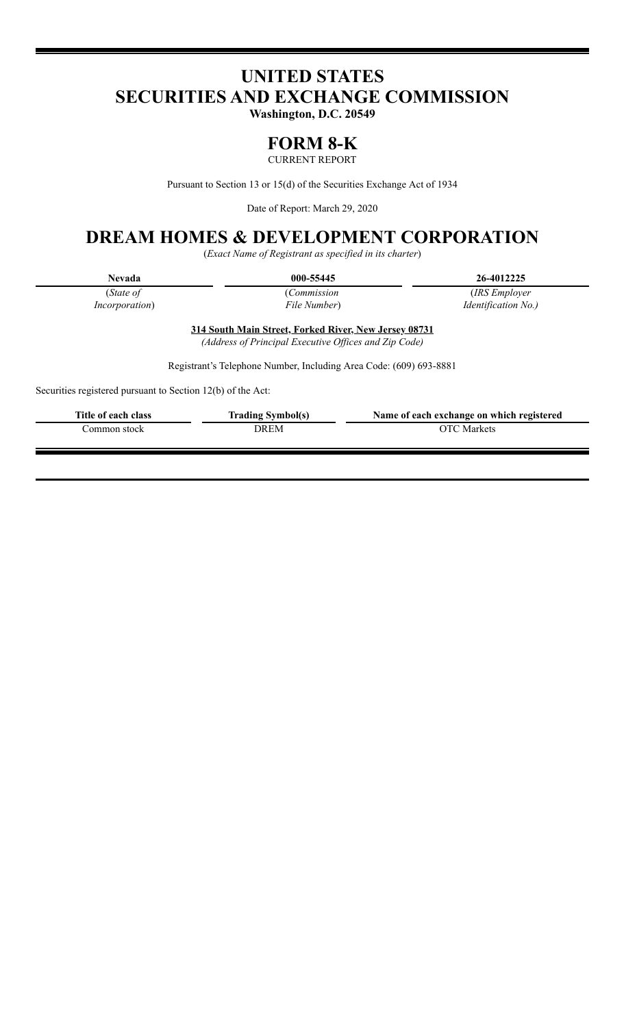# UNITED STATES
# SECURITIES AND EXCHANGE COMMISSION

**Washington, D.C. 20549**

## FORM 8-K

CURRENT REPORT

Pursuant to Section 13 or 15(d) of the Securities Exchange Act of 1934

Date of Report: March 29, 2020

# DREAM HOMES & DEVELOPMENT CORPORATION

(*Exact Name of Registrant as specified in its charter*)

| **Nevada** | **000-55445** | **26-4012225** |
|---|---|---|
| (*State of Incorporation*) | (*Commission File Number*) | (*IRS Employer Identification No.)* |

**314 South Main Street, Forked River, New Jersey 08731**

*(Address of Principal Executive Offices and Zip Code)*

Registrant's Telephone Number, Including Area Code: (609) 693-8881

Securities registered pursuant to Section 12(b) of the Act:

| Title of each class | Trading Symbol(s) | Name of each exchange on which registered |
|---|---|---|
| Common stock | DREM | OTC Markets |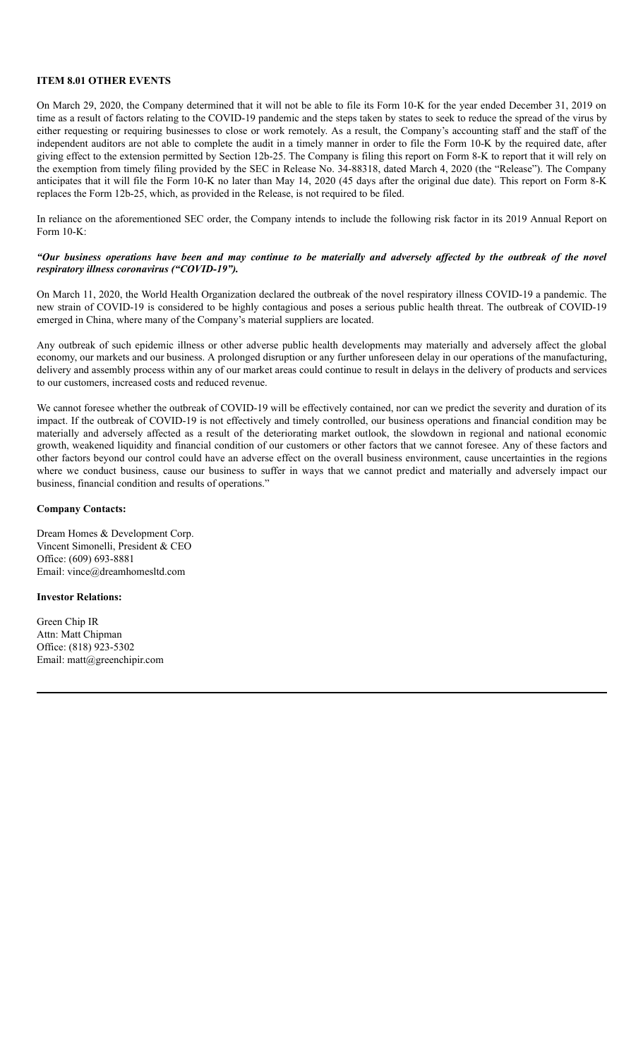**ITEM 8.01 OTHER EVENTS**

On March 29, 2020, the Company determined that it will not be able to file its Form 10-K for the year ended December 31, 2019 on time as a result of factors relating to the COVID-19 pandemic and the steps taken by states to seek to reduce the spread of the virus by either requesting or requiring businesses to close or work remotely. As a result, the Company's accounting staff and the staff of the independent auditors are not able to complete the audit in a timely manner in order to file the Form 10-K by the required date, after giving effect to the extension permitted by Section 12b-25. The Company is filing this report on Form 8-K to report that it will rely on the exemption from timely filing provided by the SEC in Release No. 34-88318, dated March 4, 2020 (the "Release"). The Company anticipates that it will file the Form 10-K no later than May 14, 2020 (45 days after the original due date). This report on Form 8-K replaces the Form 12b-25, which, as provided in the Release, is not required to be filed.

In reliance on the aforementioned SEC order, the Company intends to include the following risk factor in its 2019 Annual Report on Form 10-K:

***"Our business operations have been and may continue to be materially and adversely affected by the outbreak of the novel respiratory illness coronavirus ("COVID-19").***

On March 11, 2020, the World Health Organization declared the outbreak of the novel respiratory illness COVID-19 a pandemic. The new strain of COVID-19 is considered to be highly contagious and poses a serious public health threat. The outbreak of COVID-19 emerged in China, where many of the Company's material suppliers are located.

Any outbreak of such epidemic illness or other adverse public health developments may materially and adversely affect the global economy, our markets and our business. A prolonged disruption or any further unforeseen delay in our operations of the manufacturing, delivery and assembly process within any of our market areas could continue to result in delays in the delivery of products and services to our customers, increased costs and reduced revenue.

We cannot foresee whether the outbreak of COVID-19 will be effectively contained, nor can we predict the severity and duration of its impact. If the outbreak of COVID-19 is not effectively and timely controlled, our business operations and financial condition may be materially and adversely affected as a result of the deteriorating market outlook, the slowdown in regional and national economic growth, weakened liquidity and financial condition of our customers or other factors that we cannot foresee. Any of these factors and other factors beyond our control could have an adverse effect on the overall business environment, cause uncertainties in the regions where we conduct business, cause our business to suffer in ways that we cannot predict and materially and adversely impact our business, financial condition and results of operations."

**Company Contacts:**

Dream Homes & Development Corp.
Vincent Simonelli, President & CEO
Office: (609) 693-8881
Email: vince@dreamhomesltd.com

**Investor Relations:**

Green Chip IR
Attn: Matt Chipman
Office: (818) 923-5302
Email: matt@greenchipir.com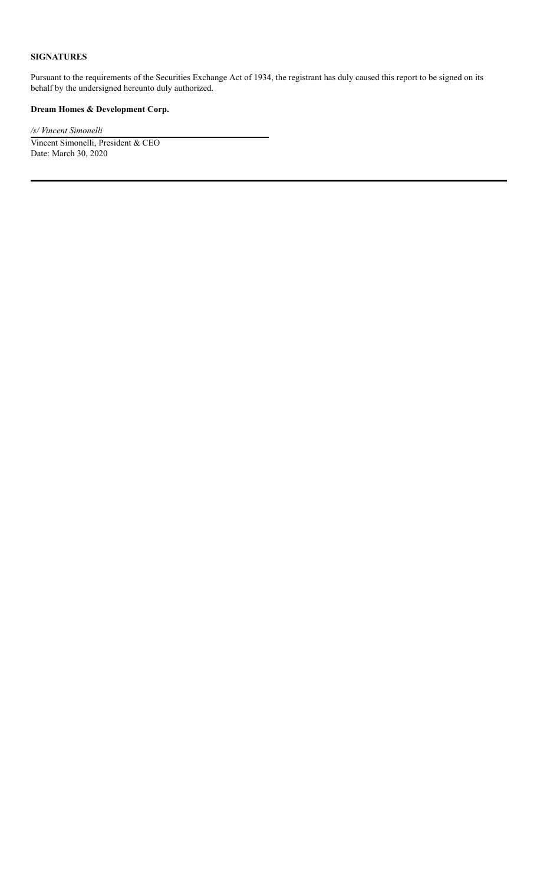**SIGNATURES**

Pursuant to the requirements of the Securities Exchange Act of 1934, the registrant has duly caused this report to be signed on its behalf by the undersigned hereunto duly authorized.

**Dream Homes & Development Corp.**

*/s/ Vincent Simonelli*

Vincent Simonelli, President & CEO
Date: March 30, 2020